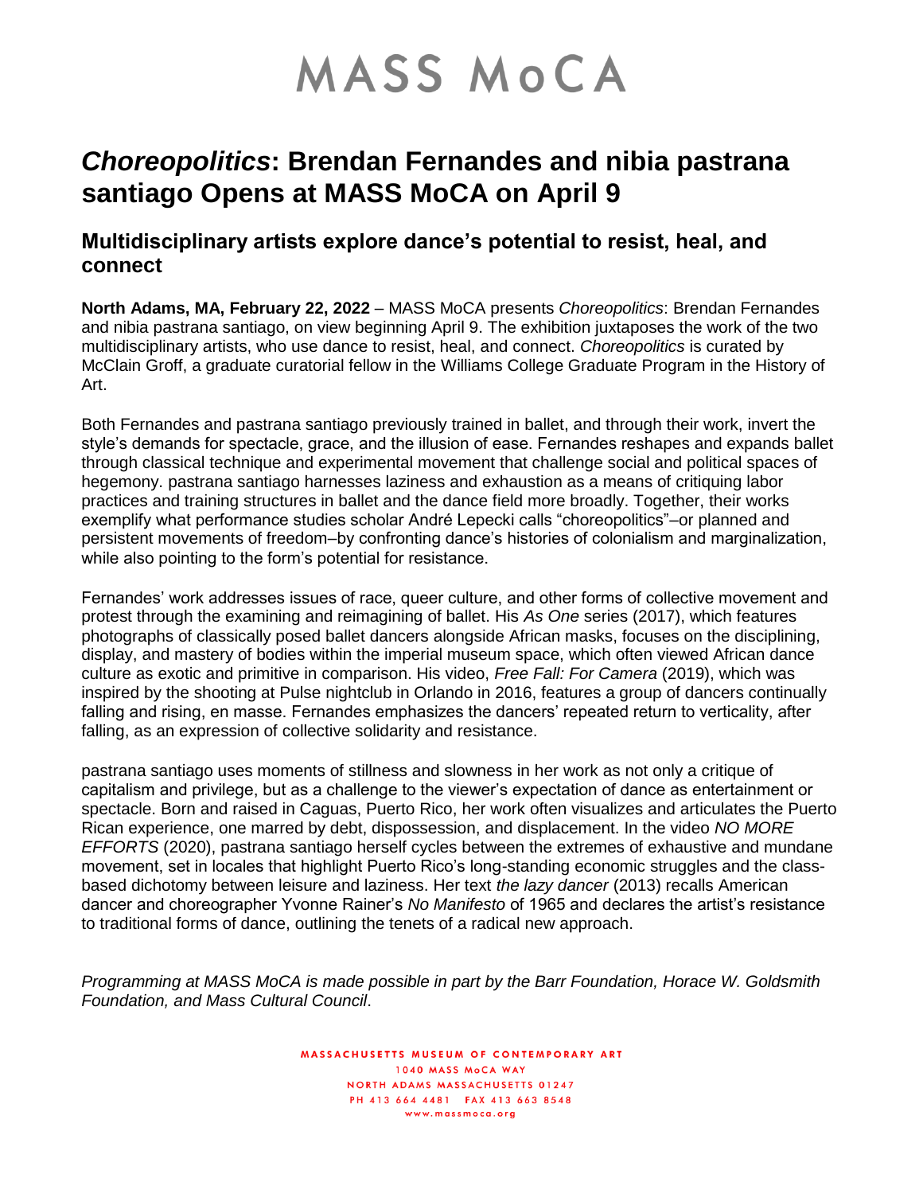# MASS MoCA

# *Choreopolitics*: Brendan Fernandes and nibia pastrana santiago Opens at MASS MoCA on April 9

## Multidisciplinary artists explore dance's potential to resist, heal, and connect

**North Adams, MA, February 22, 2022** – MASS MoCA presents *Choreopolitics*: Brendan Fernandes and nibia pastrana santiago, on view beginning April 9. The exhibition juxtaposes the work of the two multidisciplinary artists, who use dance to resist, heal, and connect. *Choreopolitics* is curated by McClain Groff, a graduate curatorial fellow in the Williams College Graduate Program in the History of Art.

Both Fernandes and pastrana santiago previously trained in ballet, and through their work, invert the style's demands for spectacle, grace, and the illusion of ease. Fernandes reshapes and expands ballet through classical technique and experimental movement that challenge social and political spaces of hegemony. pastrana santiago harnesses laziness and exhaustion as a means of critiquing labor practices and training structures in ballet and the dance field more broadly. Together, their works exemplify what performance studies scholar André Lepecki calls "choreopolitics"–or planned and persistent movements of freedom–by confronting dance's histories of colonialism and marginalization, while also pointing to the form's potential for resistance.

Fernandes' work addresses issues of race, queer culture, and other forms of collective movement and protest through the examining and reimagining of ballet. His *As One* series (2017), which features photographs of classically posed ballet dancers alongside African masks, focuses on the disciplining, display, and mastery of bodies within the imperial museum space, which often viewed African dance culture as exotic and primitive in comparison. His video, *Free Fall: For Camera* (2019), which was inspired by the shooting at Pulse nightclub in Orlando in 2016, features a group of dancers continually falling and rising, en masse. Fernandes emphasizes the dancers' repeated return to verticality, after falling, as an expression of collective solidarity and resistance.

pastrana santiago uses moments of stillness and slowness in her work as not only a critique of capitalism and privilege, but as a challenge to the viewer's expectation of dance as entertainment or spectacle. Born and raised in Caguas, Puerto Rico, her work often visualizes and articulates the Puerto Rican experience, one marred by debt, dispossession, and displacement. In the video *NO MORE EFFORTS* (2020), pastrana santiago herself cycles between the extremes of exhaustive and mundane movement, set in locales that highlight Puerto Rico's long-standing economic struggles and the class-based dichotomy between leisure and laziness. Her text *the lazy dancer* (2013) recalls American dancer and choreographer Yvonne Rainer's *No Manifesto* of 1965 and declares the artist's resistance to traditional forms of dance, outlining the tenets of a radical new approach.

*Programming at MASS MoCA is made possible in part by the Barr Foundation, Horace W. Goldsmith Foundation, and Mass Cultural Council*.

MASSACHUSETTS MUSEUM OF CONTEMPORARY ART
1040 MASS MoCA WAY
NORTH ADAMS MASSACHUSETTS 01247
PH 413 664 4481 FAX 413 663 8548
www.massmoca.org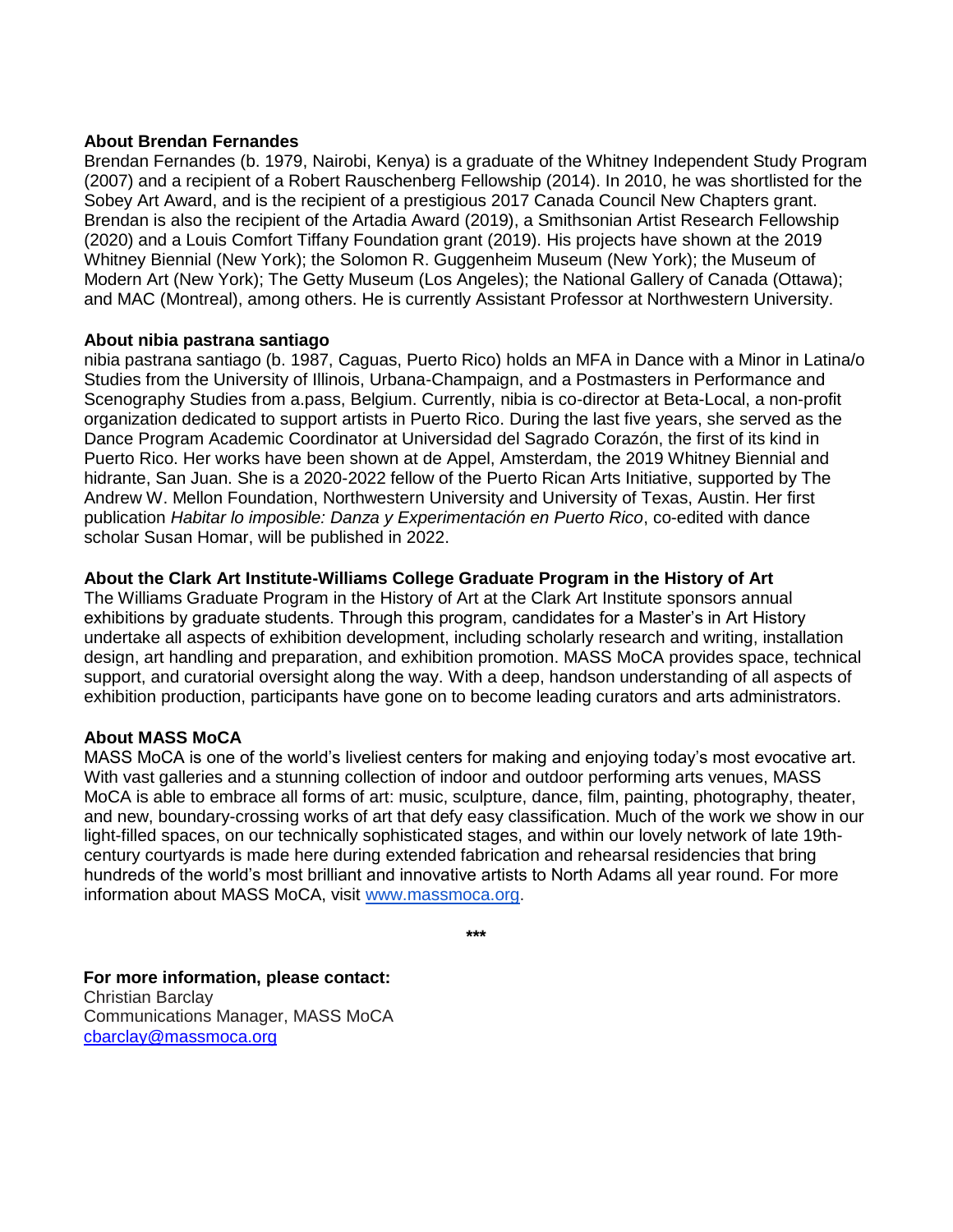**About Brendan Fernandes**

Brendan Fernandes (b. 1979, Nairobi, Kenya) is a graduate of the Whitney Independent Study Program (2007) and a recipient of a Robert Rauschenberg Fellowship (2014). In 2010, he was shortlisted for the Sobey Art Award, and is the recipient of a prestigious 2017 Canada Council New Chapters grant. Brendan is also the recipient of the Artadia Award (2019), a Smithsonian Artist Research Fellowship (2020) and a Louis Comfort Tiffany Foundation grant (2019). His projects have shown at the 2019 Whitney Biennial (New York); the Solomon R. Guggenheim Museum (New York); the Museum of Modern Art (New York); The Getty Museum (Los Angeles); the National Gallery of Canada (Ottawa); and MAC (Montreal), among others. He is currently Assistant Professor at Northwestern University.

**About nibia pastrana santiago**

nibia pastrana santiago (b. 1987, Caguas, Puerto Rico) holds an MFA in Dance with a Minor in Latina/o Studies from the University of Illinois, Urbana-Champaign, and a Postmasters in Performance and Scenography Studies from a.pass, Belgium. Currently, nibia is co-director at Beta-Local, a non-profit organization dedicated to support artists in Puerto Rico. During the last five years, she served as the Dance Program Academic Coordinator at Universidad del Sagrado Corazón, the first of its kind in Puerto Rico. Her works have been shown at de Appel, Amsterdam, the 2019 Whitney Biennial and hidrante, San Juan. She is a 2020-2022 fellow of the Puerto Rican Arts Initiative, supported by The Andrew W. Mellon Foundation, Northwestern University and University of Texas, Austin. Her first publication *Habitar lo imposible: Danza y Experimentación en Puerto Rico*, co-edited with dance scholar Susan Homar, will be published in 2022.

**About the Clark Art Institute-Williams College Graduate Program in the History of Art**

The Williams Graduate Program in the History of Art at the Clark Art Institute sponsors annual exhibitions by graduate students. Through this program, candidates for a Master's in Art History undertake all aspects of exhibition development, including scholarly research and writing, installation design, art handling and preparation, and exhibition promotion. MASS MoCA provides space, technical support, and curatorial oversight along the way. With a deep, handson understanding of all aspects of exhibition production, participants have gone on to become leading curators and arts administrators.

**About MASS MoCA**

MASS MoCA is one of the world's liveliest centers for making and enjoying today's most evocative art. With vast galleries and a stunning collection of indoor and outdoor performing arts venues, MASS MoCA is able to embrace all forms of art: music, sculpture, dance, film, painting, photography, theater, and new, boundary-crossing works of art that defy easy classification. Much of the work we show in our light-filled spaces, on our technically sophisticated stages, and within our lovely network of late 19th-century courtyards is made here during extended fabrication and rehearsal residencies that bring hundreds of the world's most brilliant and innovative artists to North Adams all year round. For more information about MASS MoCA, visit www.massmoca.org.

***

**For more information, please contact:**
Christian Barclay
Communications Manager, MASS MoCA
cbarclay@massmoca.org